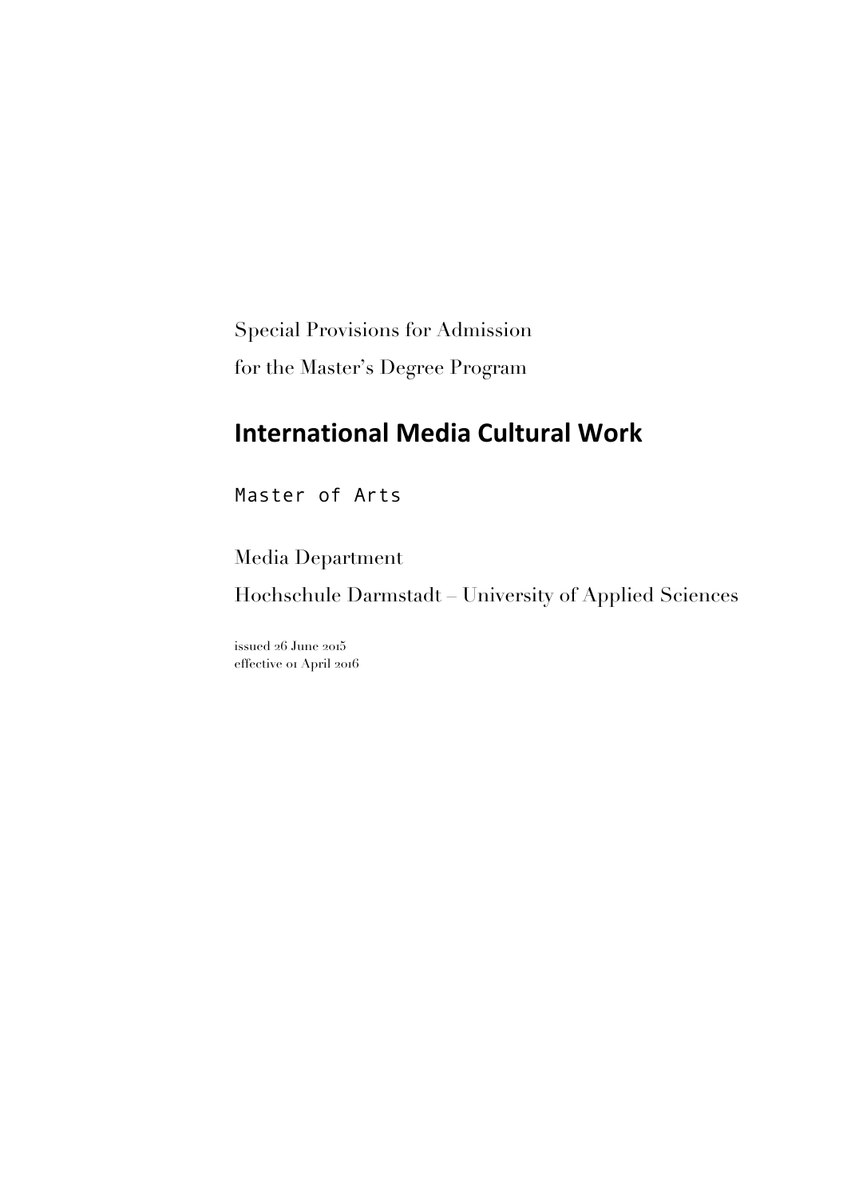Special Provisions for Admission
for the Master's Degree Program

# International Media Cultural Work

Master of Arts

Media Department
Hochschule Darmstadt – University of Applied Sciences

issued 26 June 2015
effective 01 April 2016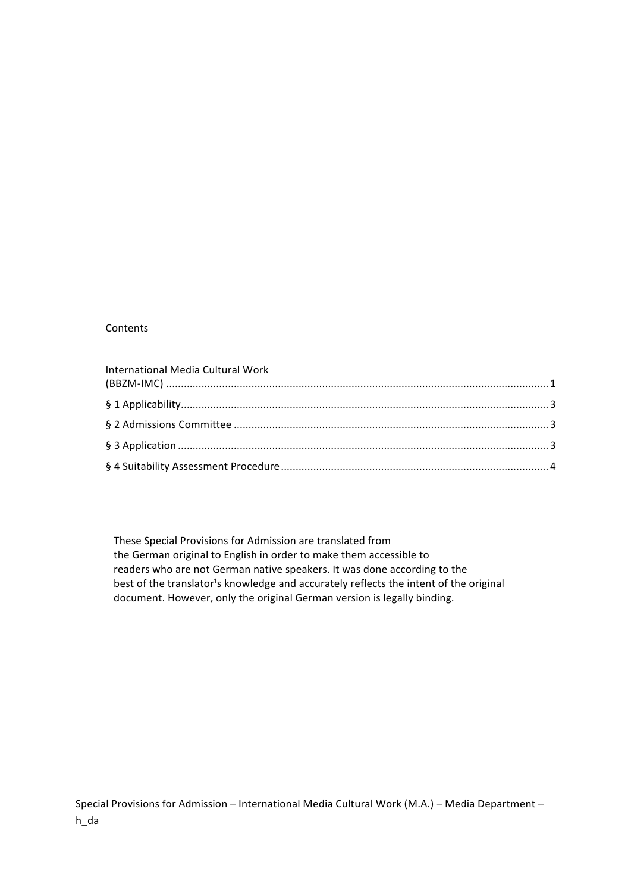Contents

International Media Cultural Work (BBZM-IMC) ........ 1

§ 1 Applicability ........ 3

§ 2 Admissions Committee ........ 3

§ 3 Application ........ 3

§ 4 Suitability Assessment Procedure ........ 4

These Special Provisions for Admission are translated from the German original to English in order to make them accessible to readers who are not German native speakers. It was done according to the best of the translator's knowledge and accurately reflects the intent of the original document. However, only the original German version is legally binding.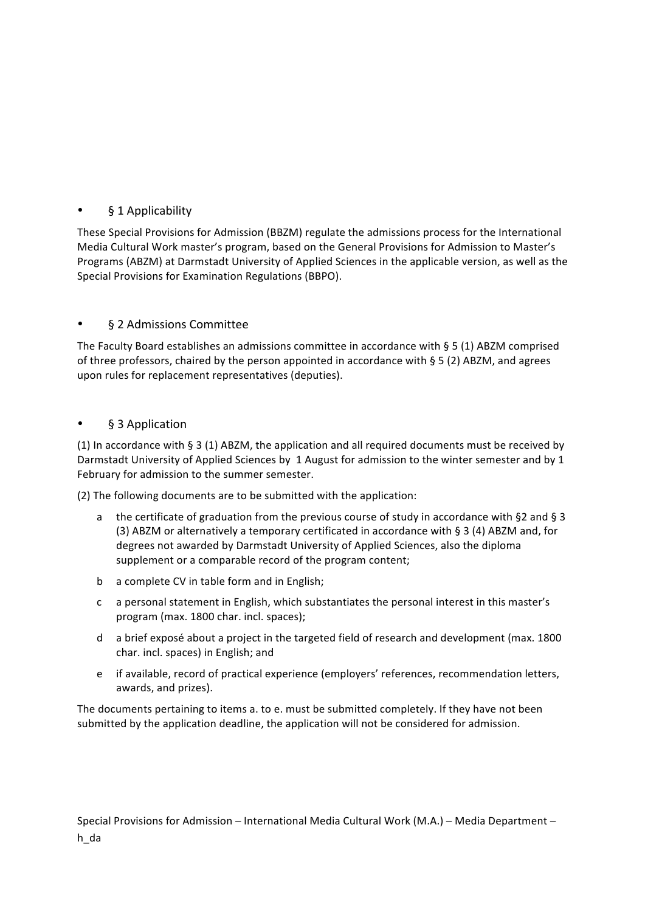## § 1 Applicability

These Special Provisions for Admission (BBZM) regulate the admissions process for the International Media Cultural Work master's program, based on the General Provisions for Admission to Master's Programs (ABZM) at Darmstadt University of Applied Sciences in the applicable version, as well as the Special Provisions for Examination Regulations (BBPO).

## § 2 Admissions Committee

The Faculty Board establishes an admissions committee in accordance with § 5 (1) ABZM comprised of three professors, chaired by the person appointed in accordance with § 5 (2) ABZM, and agrees upon rules for replacement representatives (deputies).

## § 3 Application

(1) In accordance with § 3 (1) ABZM, the application and all required documents must be received by Darmstadt University of Applied Sciences by 1 August for admission to the winter semester and by 1 February for admission to the summer semester.

(2) The following documents are to be submitted with the application:

a. the certificate of graduation from the previous course of study in accordance with §2 and § 3 (3) ABZM or alternatively a temporary certificated in accordance with § 3 (4) ABZM and, for degrees not awarded by Darmstadt University of Applied Sciences, also the diploma supplement or a comparable record of the program content;

b. a complete CV in table form and in English;

c. a personal statement in English, which substantiates the personal interest in this master's program (max. 1800 char. incl. spaces);

d. a brief exposé about a project in the targeted field of research and development (max. 1800 char. incl. spaces) in English; and

e. if available, record of practical experience (employers' references, recommendation letters, awards, and prizes).

The documents pertaining to items a. to e. must be submitted completely. If they have not been submitted by the application deadline, the application will not be considered for admission.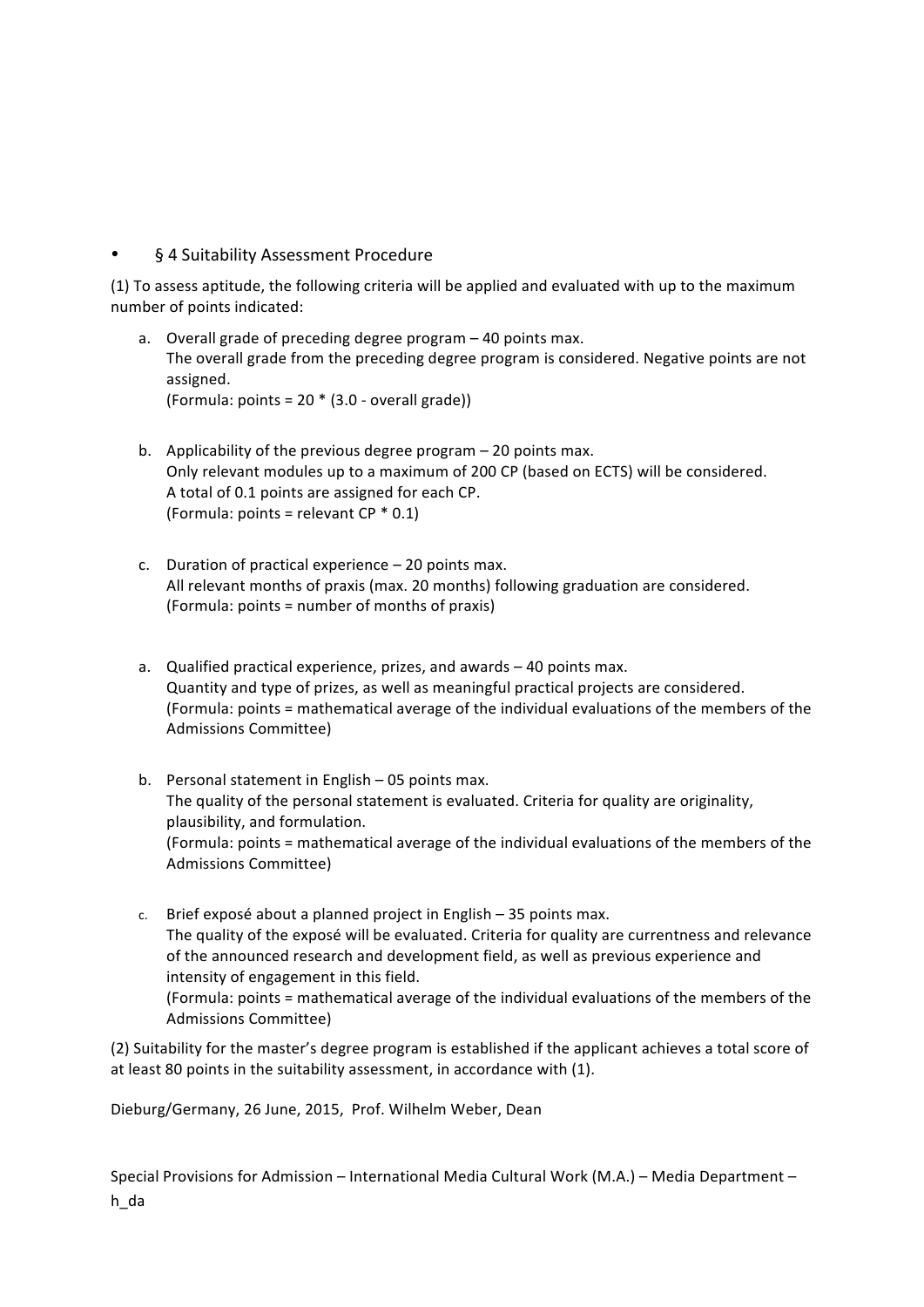- § 4 Suitability Assessment Procedure

(1) To assess aptitude, the following criteria will be applied and evaluated with up to the maximum number of points indicated:

a. Overall grade of preceding degree program – 40 points max.
   The overall grade from the preceding degree program is considered. Negative points are not assigned.
   (Formula: points = 20 * (3.0 - overall grade))

b. Applicability of the previous degree program – 20 points max.
   Only relevant modules up to a maximum of 200 CP (based on ECTS) will be considered.
   A total of 0.1 points are assigned for each CP.
   (Formula: points = relevant CP * 0.1)

c. Duration of practical experience – 20 points max.
   All relevant months of praxis (max. 20 months) following graduation are considered.
   (Formula: points = number of months of praxis)

a. Qualified practical experience, prizes, and awards – 40 points max.
   Quantity and type of prizes, as well as meaningful practical projects are considered.
   (Formula: points = mathematical average of the individual evaluations of the members of the Admissions Committee)

b. Personal statement in English – 05 points max.
   The quality of the personal statement is evaluated. Criteria for quality are originality, plausibility, and formulation.
   (Formula: points = mathematical average of the individual evaluations of the members of the Admissions Committee)

c. Brief exposé about a planned project in English – 35 points max.
   The quality of the exposé will be evaluated. Criteria for quality are currentness and relevance of the announced research and development field, as well as previous experience and intensity of engagement in this field.
   (Formula: points = mathematical average of the individual evaluations of the members of the Admissions Committee)

(2) Suitability for the master's degree program is established if the applicant achieves a total score of at least 80 points in the suitability assessment, in accordance with (1).

Dieburg/Germany, 26 June, 2015, Prof. Wilhelm Weber, Dean